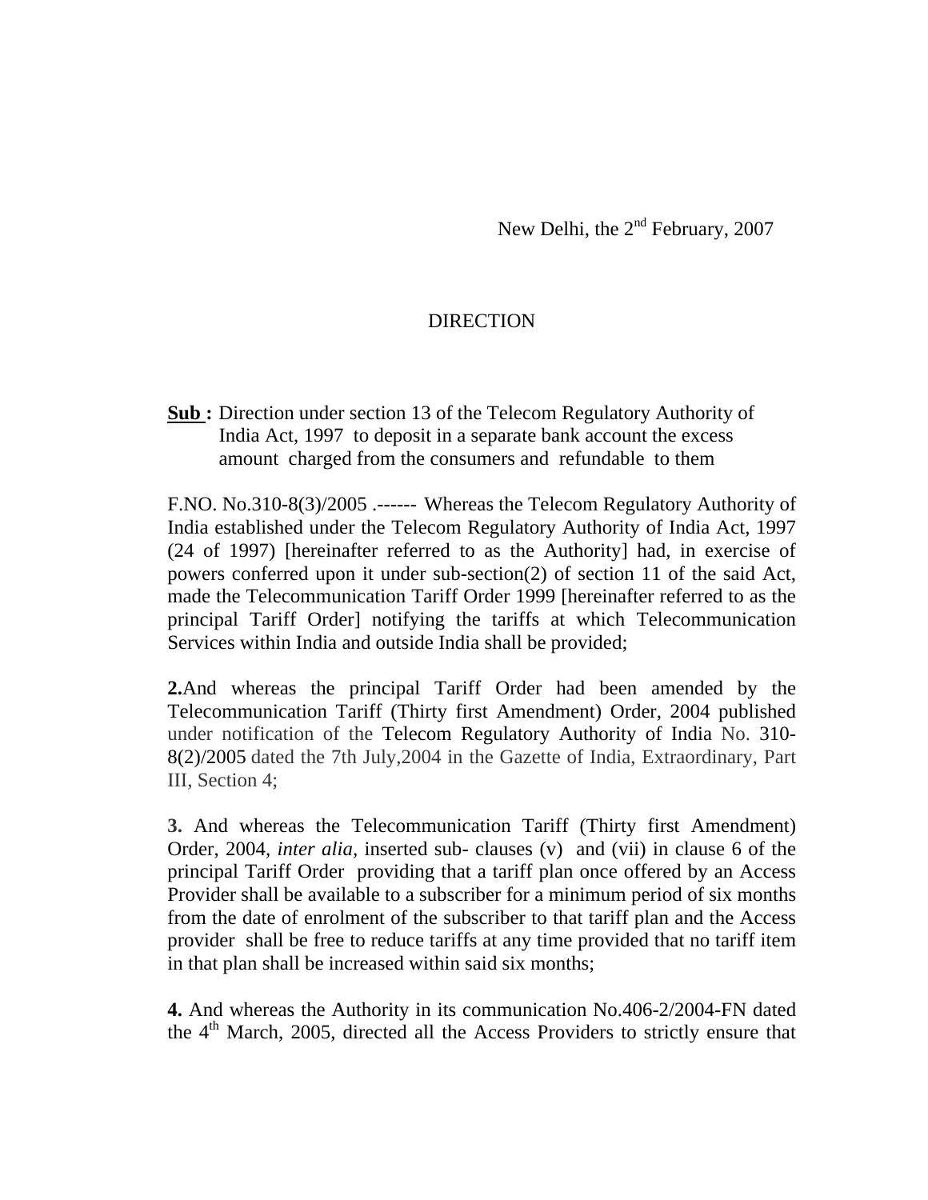New Delhi, the 2nd February, 2007

# DIRECTION

**Sub :** Direction under section 13 of the Telecom Regulatory Authority of India Act, 1997 to deposit in a separate bank account the excess amount charged from the consumers and refundable to them

F.NO. No.310-8(3)/2005 .------ Whereas the Telecom Regulatory Authority of India established under the Telecom Regulatory Authority of India Act, 1997 (24 of 1997) [hereinafter referred to as the Authority] had, in exercise of powers conferred upon it under sub-section(2) of section 11 of the said Act, made the Telecommunication Tariff Order 1999 [hereinafter referred to as the principal Tariff Order] notifying the tariffs at which Telecommunication Services within India and outside India shall be provided;

**2.** And whereas the principal Tariff Order had been amended by the Telecommunication Tariff (Thirty first Amendment) Order, 2004 published under notification of the Telecom Regulatory Authority of India No. 310-8(2)/2005 dated the 7th July,2004 in the Gazette of India, Extraordinary, Part III, Section 4;

**3.** And whereas the Telecommunication Tariff (Thirty first Amendment) Order, 2004, *inter alia,* inserted sub- clauses (v) and (vii) in clause 6 of the principal Tariff Order providing that a tariff plan once offered by an Access Provider shall be available to a subscriber for a minimum period of six months from the date of enrolment of the subscriber to that tariff plan and the Access provider shall be free to reduce tariffs at any time provided that no tariff item in that plan shall be increased within said six months;

**4.** And whereas the Authority in its communication No.406-2/2004-FN dated the 4th March, 2005, directed all the Access Providers to strictly ensure that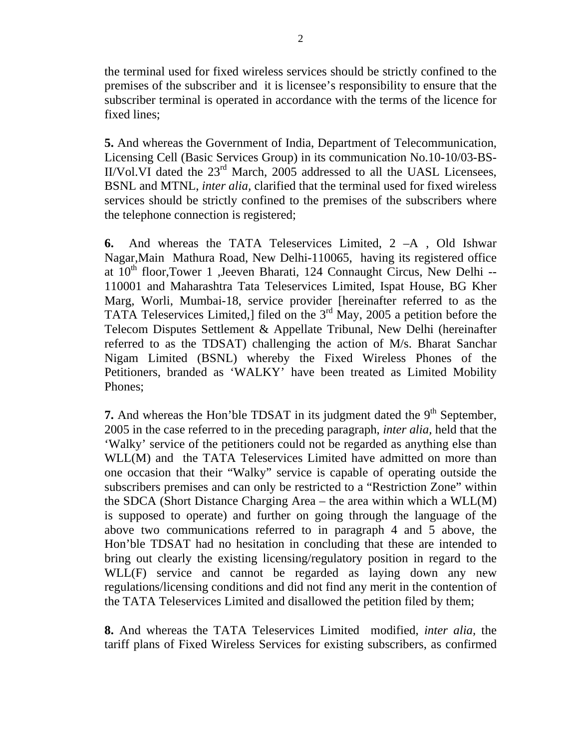the terminal used for fixed wireless services should be strictly confined to the premises of the subscriber and it is licensee's responsibility to ensure that the subscriber terminal is operated in accordance with the terms of the licence for fixed lines;

**5.** And whereas the Government of India, Department of Telecommunication, Licensing Cell (Basic Services Group) in its communication No.10-10/03-BS-II/Vol.VI dated the 23rd March, 2005 addressed to all the UASL Licensees, BSNL and MTNL, *inter alia,* clarified that the terminal used for fixed wireless services should be strictly confined to the premises of the subscribers where the telephone connection is registered;

**6.** And whereas the TATA Teleservices Limited, 2 –A , Old Ishwar Nagar,Main Mathura Road, New Delhi-110065, having its registered office at 10th floor,Tower 1 ,Jeeven Bharati, 124 Connaught Circus, New Delhi -- 110001 and Maharashtra Tata Teleservices Limited, Ispat House, BG Kher Marg, Worli, Mumbai-18, service provider [hereinafter referred to as the TATA Teleservices Limited,] filed on the 3rd May, 2005 a petition before the Telecom Disputes Settlement & Appellate Tribunal, New Delhi (hereinafter referred to as the TDSAT) challenging the action of M/s. Bharat Sanchar Nigam Limited (BSNL) whereby the Fixed Wireless Phones of the Petitioners, branded as 'WALKY' have been treated as Limited Mobility Phones;

**7.** And whereas the Hon'ble TDSAT in its judgment dated the 9th September, 2005 in the case referred to in the preceding paragraph, *inter alia,* held that the 'Walky' service of the petitioners could not be regarded as anything else than WLL(M) and the TATA Teleservices Limited have admitted on more than one occasion that their "Walky" service is capable of operating outside the subscribers premises and can only be restricted to a "Restriction Zone" within the SDCA (Short Distance Charging Area – the area within which a WLL(M) is supposed to operate) and further on going through the language of the above two communications referred to in paragraph 4 and 5 above, the Hon'ble TDSAT had no hesitation in concluding that these are intended to bring out clearly the existing licensing/regulatory position in regard to the WLL(F) service and cannot be regarded as laying down any new regulations/licensing conditions and did not find any merit in the contention of the TATA Teleservices Limited and disallowed the petition filed by them;

**8.** And whereas the TATA Teleservices Limited modified, *inter alia,* the tariff plans of Fixed Wireless Services for existing subscribers, as confirmed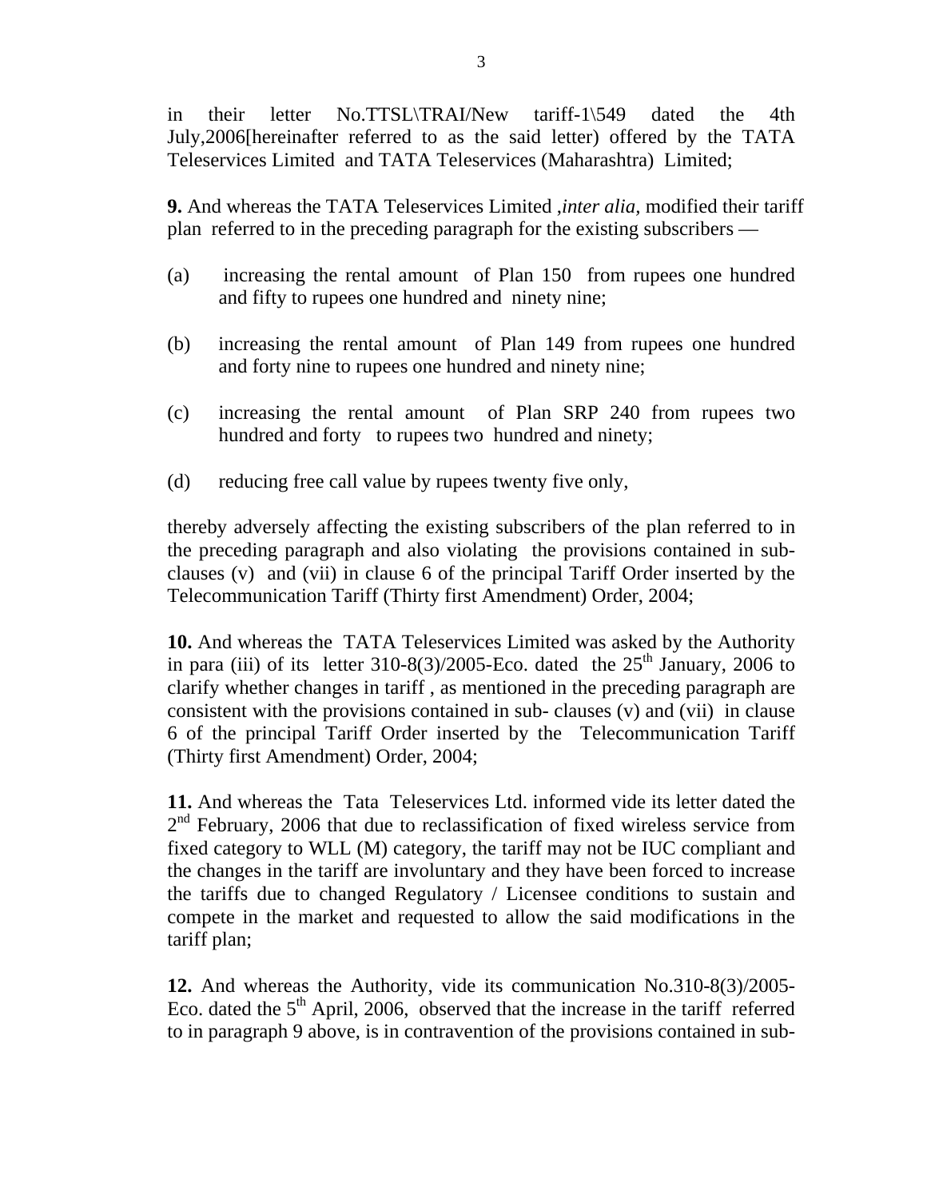in their letter No.TTSL\TRAI/New tariff-1\549 dated the 4th July,2006[hereinafter referred to as the said letter) offered by the TATA Teleservices Limited and TATA Teleservices (Maharashtra) Limited;

**9.** And whereas the TATA Teleservices Limited ,*inter alia,* modified their tariff plan referred to in the preceding paragraph for the existing subscribers —

(a) increasing the rental amount of Plan 150 from rupees one hundred and fifty to rupees one hundred and ninety nine;

(b) increasing the rental amount of Plan 149 from rupees one hundred and forty nine to rupees one hundred and ninety nine;

(c) increasing the rental amount of Plan SRP 240 from rupees two hundred and forty to rupees two hundred and ninety;

(d) reducing free call value by rupees twenty five only,

thereby adversely affecting the existing subscribers of the plan referred to in the preceding paragraph and also violating the provisions contained in sub-clauses (v) and (vii) in clause 6 of the principal Tariff Order inserted by the Telecommunication Tariff (Thirty first Amendment) Order, 2004;

**10.** And whereas the TATA Teleservices Limited was asked by the Authority in para (iii) of its letter 310-8(3)/2005-Eco. dated the 25th January, 2006 to clarify whether changes in tariff , as mentioned in the preceding paragraph are consistent with the provisions contained in sub- clauses (v) and (vii) in clause 6 of the principal Tariff Order inserted by the Telecommunication Tariff (Thirty first Amendment) Order, 2004;

**11.** And whereas the Tata Teleservices Ltd. informed vide its letter dated the 2nd February, 2006 that due to reclassification of fixed wireless service from fixed category to WLL (M) category, the tariff may not be IUC compliant and the changes in the tariff are involuntary and they have been forced to increase the tariffs due to changed Regulatory / Licensee conditions to sustain and compete in the market and requested to allow the said modifications in the tariff plan;

**12.** And whereas the Authority, vide its communication No.310-8(3)/2005-Eco. dated the 5th April, 2006, observed that the increase in the tariff referred to in paragraph 9 above, is in contravention of the provisions contained in sub-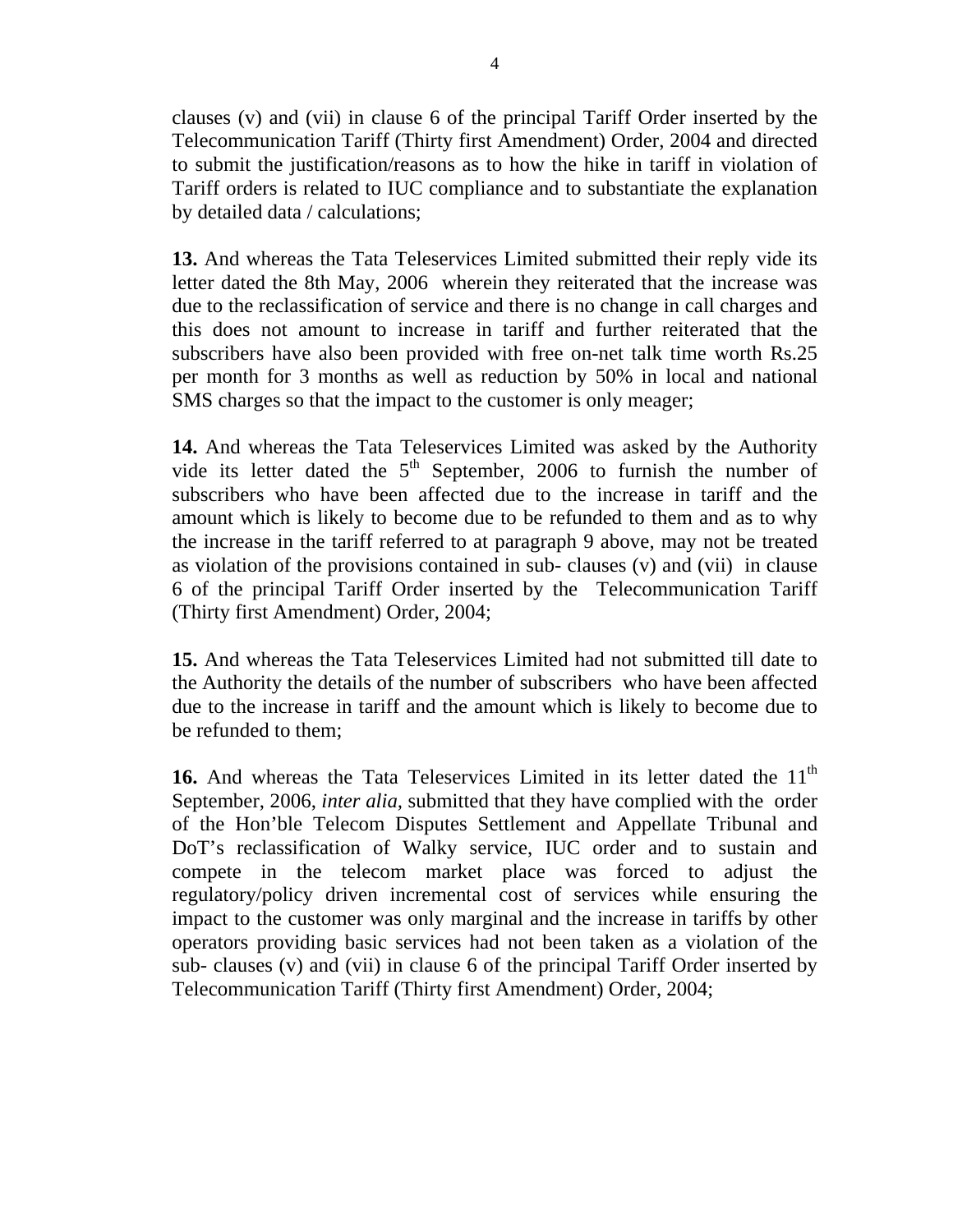clauses (v) and (vii) in clause 6 of the principal Tariff Order inserted by the Telecommunication Tariff (Thirty first Amendment) Order, 2004 and directed to submit the justification/reasons as to how the hike in tariff in violation of Tariff orders is related to IUC compliance and to substantiate the explanation by detailed data / calculations;

**13.** And whereas the Tata Teleservices Limited submitted their reply vide its letter dated the 8th May, 2006 wherein they reiterated that the increase was due to the reclassification of service and there is no change in call charges and this does not amount to increase in tariff and further reiterated that the subscribers have also been provided with free on-net talk time worth Rs.25 per month for 3 months as well as reduction by 50% in local and national SMS charges so that the impact to the customer is only meager;

**14.** And whereas the Tata Teleservices Limited was asked by the Authority vide its letter dated the 5th September, 2006 to furnish the number of subscribers who have been affected due to the increase in tariff and the amount which is likely to become due to be refunded to them and as to why the increase in the tariff referred to at paragraph 9 above, may not be treated as violation of the provisions contained in sub- clauses (v) and (vii) in clause 6 of the principal Tariff Order inserted by the Telecommunication Tariff (Thirty first Amendment) Order, 2004;

**15.** And whereas the Tata Teleservices Limited had not submitted till date to the Authority the details of the number of subscribers who have been affected due to the increase in tariff and the amount which is likely to become due to be refunded to them;

**16.** And whereas the Tata Teleservices Limited in its letter dated the 11th September, 2006, *inter alia,* submitted that they have complied with the order of the Hon'ble Telecom Disputes Settlement and Appellate Tribunal and DoT's reclassification of Walky service, IUC order and to sustain and compete in the telecom market place was forced to adjust the regulatory/policy driven incremental cost of services while ensuring the impact to the customer was only marginal and the increase in tariffs by other operators providing basic services had not been taken as a violation of the sub- clauses (v) and (vii) in clause 6 of the principal Tariff Order inserted by Telecommunication Tariff (Thirty first Amendment) Order, 2004;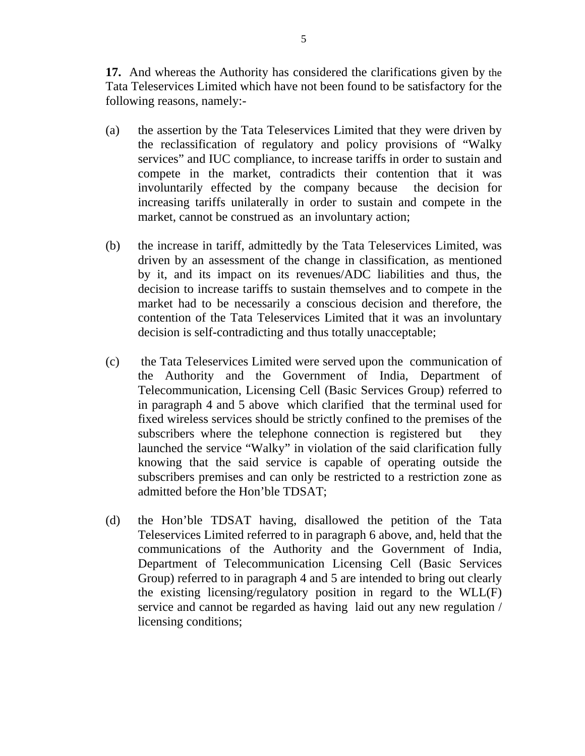**17.** And whereas the Authority has considered the clarifications given by the Tata Teleservices Limited which have not been found to be satisfactory for the following reasons, namely:-

(a) the assertion by the Tata Teleservices Limited that they were driven by the reclassification of regulatory and policy provisions of "Walky services" and IUC compliance, to increase tariffs in order to sustain and compete in the market, contradicts their contention that it was involuntarily effected by the company because the decision for increasing tariffs unilaterally in order to sustain and compete in the market, cannot be construed as an involuntary action;

(b) the increase in tariff, admittedly by the Tata Teleservices Limited, was driven by an assessment of the change in classification, as mentioned by it, and its impact on its revenues/ADC liabilities and thus, the decision to increase tariffs to sustain themselves and to compete in the market had to be necessarily a conscious decision and therefore, the contention of the Tata Teleservices Limited that it was an involuntary decision is self-contradicting and thus totally unacceptable;

(c) the Tata Teleservices Limited were served upon the communication of the Authority and the Government of India, Department of Telecommunication, Licensing Cell (Basic Services Group) referred to in paragraph 4 and 5 above which clarified that the terminal used for fixed wireless services should be strictly confined to the premises of the subscribers where the telephone connection is registered but they launched the service "Walky" in violation of the said clarification fully knowing that the said service is capable of operating outside the subscribers premises and can only be restricted to a restriction zone as admitted before the Hon'ble TDSAT;

(d) the Hon'ble TDSAT having, disallowed the petition of the Tata Teleservices Limited referred to in paragraph 6 above, and, held that the communications of the Authority and the Government of India, Department of Telecommunication Licensing Cell (Basic Services Group) referred to in paragraph 4 and 5 are intended to bring out clearly the existing licensing/regulatory position in regard to the WLL(F) service and cannot be regarded as having laid out any new regulation / licensing conditions;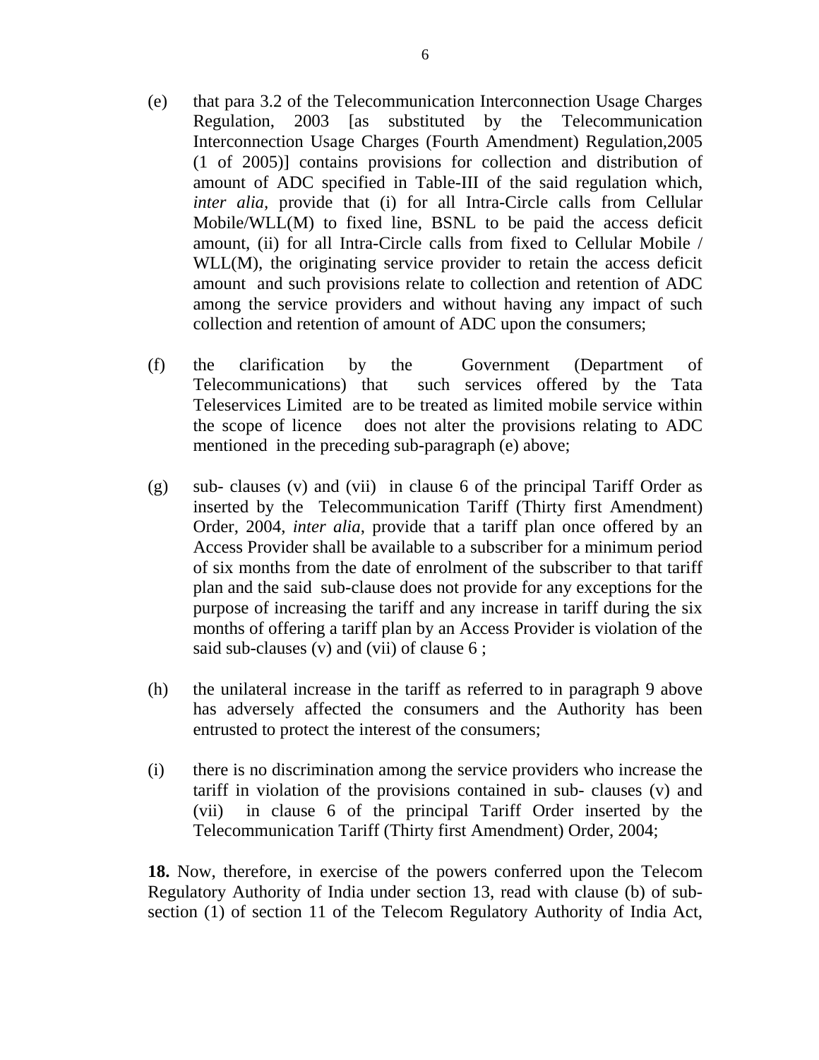(e) that para 3.2 of the Telecommunication Interconnection Usage Charges Regulation, 2003 [as substituted by the Telecommunication Interconnection Usage Charges (Fourth Amendment) Regulation,2005 (1 of 2005)] contains provisions for collection and distribution of amount of ADC specified in Table-III of the said regulation which, *inter alia*, provide that (i) for all Intra-Circle calls from Cellular Mobile/WLL(M) to fixed line, BSNL to be paid the access deficit amount, (ii) for all Intra-Circle calls from fixed to Cellular Mobile / WLL(M), the originating service provider to retain the access deficit amount and such provisions relate to collection and retention of ADC among the service providers and without having any impact of such collection and retention of amount of ADC upon the consumers;

(f) the clarification by the Government (Department of Telecommunications) that such services offered by the Tata Teleservices Limited are to be treated as limited mobile service within the scope of licence does not alter the provisions relating to ADC mentioned in the preceding sub-paragraph (e) above;

(g) sub- clauses (v) and (vii) in clause 6 of the principal Tariff Order as inserted by the Telecommunication Tariff (Thirty first Amendment) Order, 2004, *inter alia*, provide that a tariff plan once offered by an Access Provider shall be available to a subscriber for a minimum period of six months from the date of enrolment of the subscriber to that tariff plan and the said sub-clause does not provide for any exceptions for the purpose of increasing the tariff and any increase in tariff during the six months of offering a tariff plan by an Access Provider is violation of the said sub-clauses (v) and (vii) of clause 6 ;

(h) the unilateral increase in the tariff as referred to in paragraph 9 above has adversely affected the consumers and the Authority has been entrusted to protect the interest of the consumers;

(i) there is no discrimination among the service providers who increase the tariff in violation of the provisions contained in sub- clauses (v) and (vii) in clause 6 of the principal Tariff Order inserted by the Telecommunication Tariff (Thirty first Amendment) Order, 2004;

**18.** Now, therefore, in exercise of the powers conferred upon the Telecom Regulatory Authority of India under section 13, read with clause (b) of sub-section (1) of section 11 of the Telecom Regulatory Authority of India Act,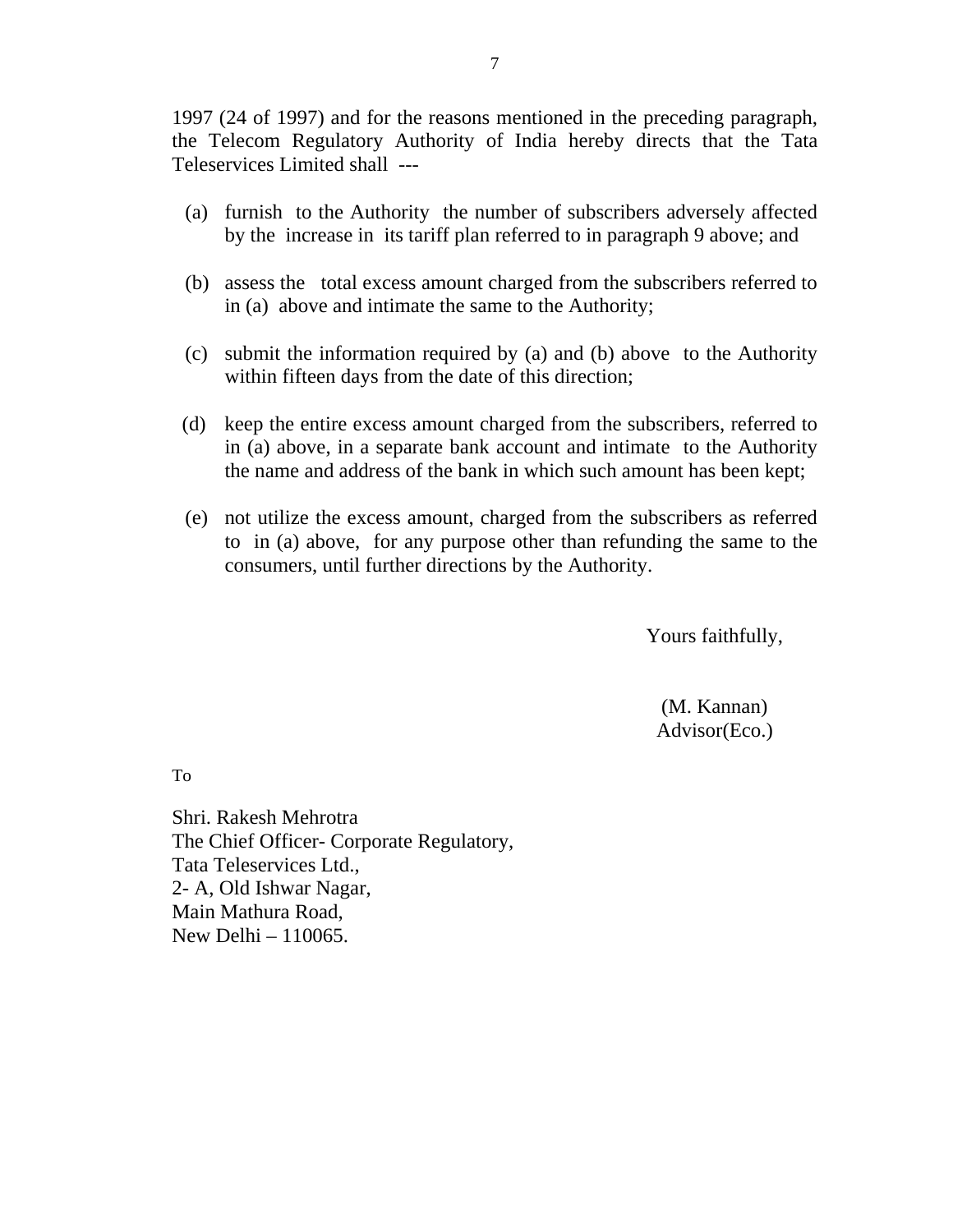1997 (24 of 1997) and for the reasons mentioned in the preceding paragraph, the Telecom Regulatory Authority of India hereby directs that the Tata Teleservices Limited shall ---

(a) furnish to the Authority the number of subscribers adversely affected by the increase in its tariff plan referred to in paragraph 9 above; and

(b) assess the total excess amount charged from the subscribers referred to in (a) above and intimate the same to the Authority;

(c) submit the information required by (a) and (b) above to the Authority within fifteen days from the date of this direction;

(d) keep the entire excess amount charged from the subscribers, referred to in (a) above, in a separate bank account and intimate to the Authority the name and address of the bank in which such amount has been kept;

(e) not utilize the excess amount, charged from the subscribers as referred to in (a) above, for any purpose other than refunding the same to the consumers, until further directions by the Authority.

Yours faithfully,

(M. Kannan)
Advisor(Eco.)

To

Shri. Rakesh Mehrotra
The Chief Officer- Corporate Regulatory,
Tata Teleservices Ltd.,
2- A, Old Ishwar Nagar,
Main Mathura Road,
New Delhi – 110065.